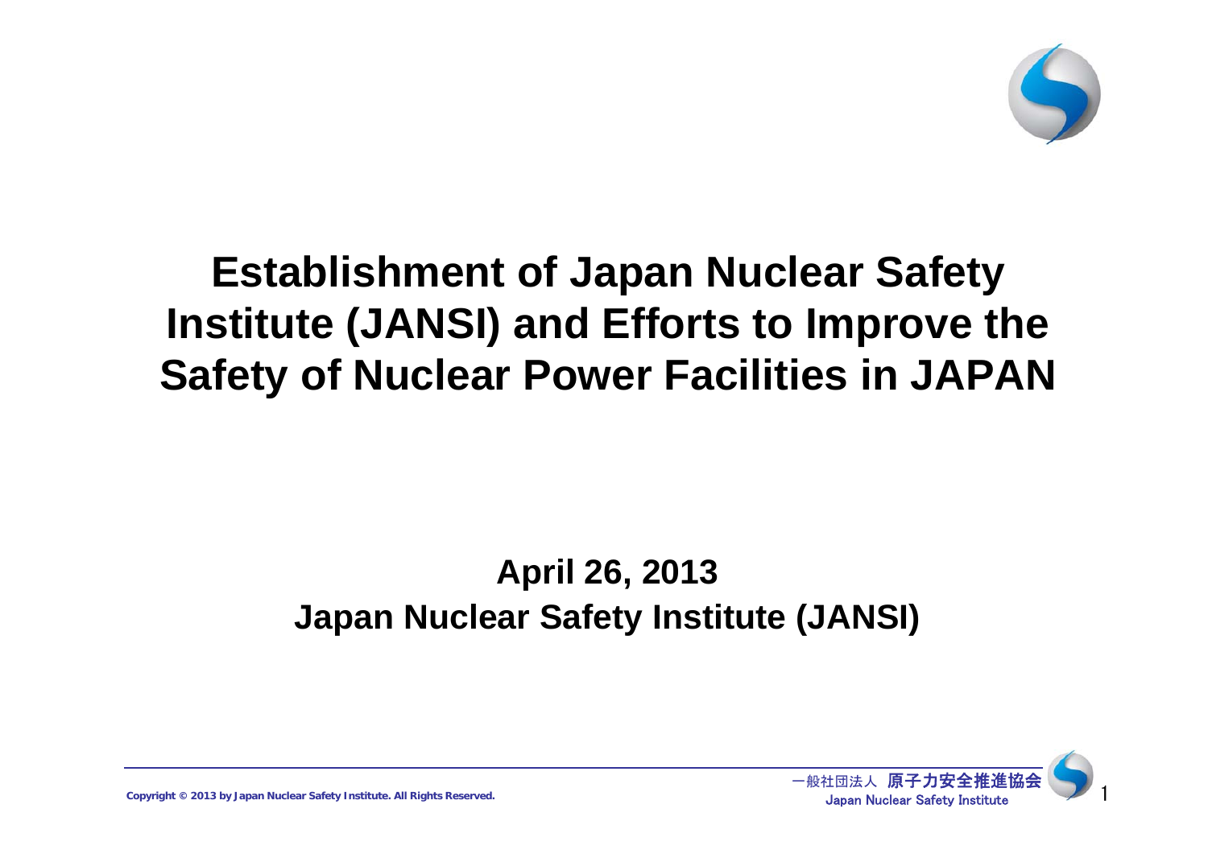# Establishment of Japan Nuclear Safety Institute (JANSI) and Efforts to Improve the Safety of Nuclear Power Facilities in JAPAN

**April 26, 2013**
**Japan Nuclear Safety Institute (JANSI)**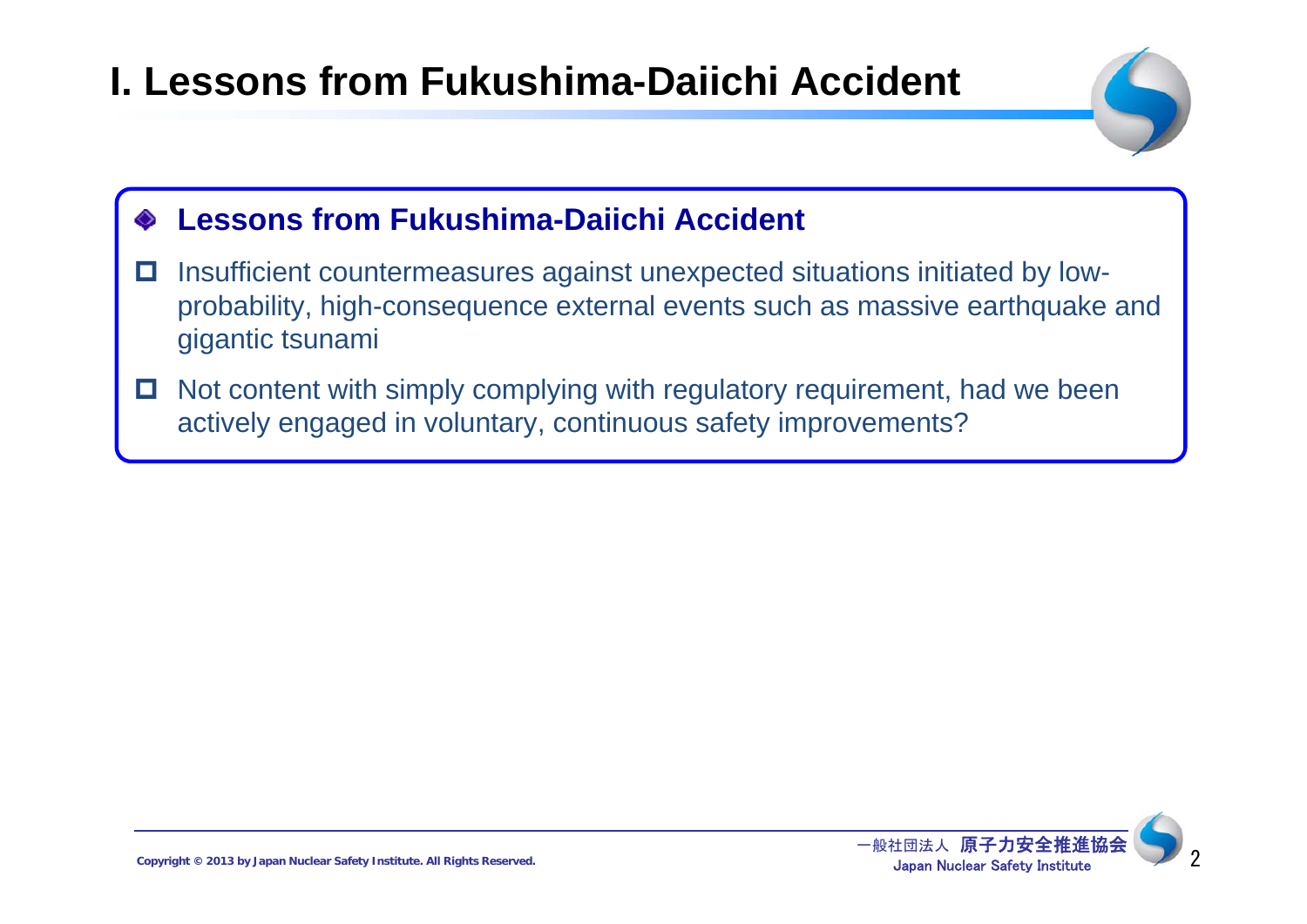# I. Lessons from Fukushima-Daiichi Accident

## Lessons from Fukushima-Daiichi Accident

- Insufficient countermeasures against unexpected situations initiated by low-probability, high-consequence external events such as massive earthquake and gigantic tsunami
- Not content with simply complying with regulatory requirement, had we been actively engaged in voluntary, continuous safety improvements?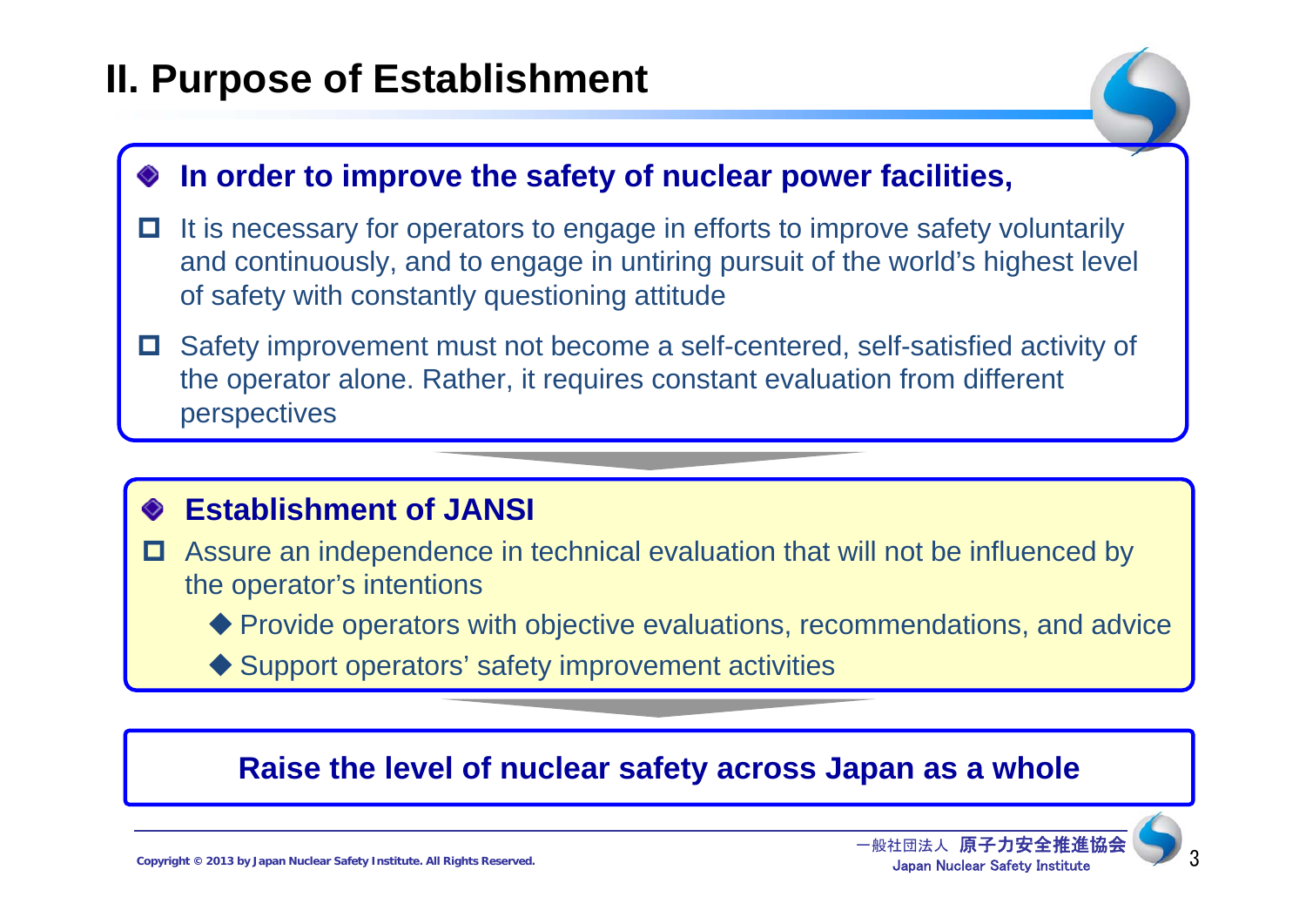## II. Purpose of Establishment

- **In order to improve the safety of nuclear power facilities,**
  - It is necessary for operators to engage in efforts to improve safety voluntarily and continuously, and to engage in untiring pursuit of the world's highest level of safety with constantly questioning attitude
  - Safety improvement must not become a self-centered, self-satisfied activity of the operator alone. Rather, it requires constant evaluation from different perspectives

- **Establishment of JANSI**
  - Assure an independence in technical evaluation that will not be influenced by the operator's intentions
    - Provide operators with objective evaluations, recommendations, and advice
    - Support operators' safety improvement activities

**Raise the level of nuclear safety across Japan as a whole**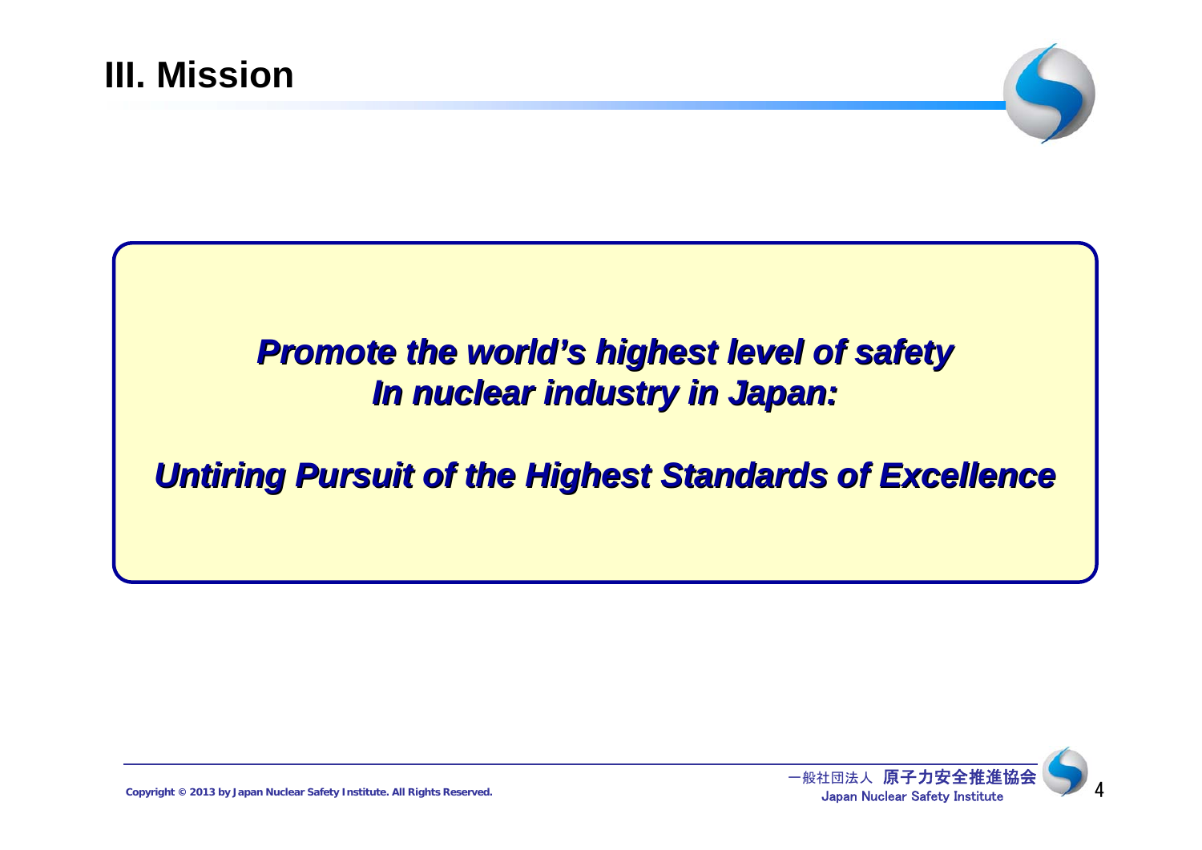# III. Mission

***Promote the world's highest level of safety***
***In nuclear industry in Japan:***

***Untiring Pursuit of the Highest Standards of Excellence***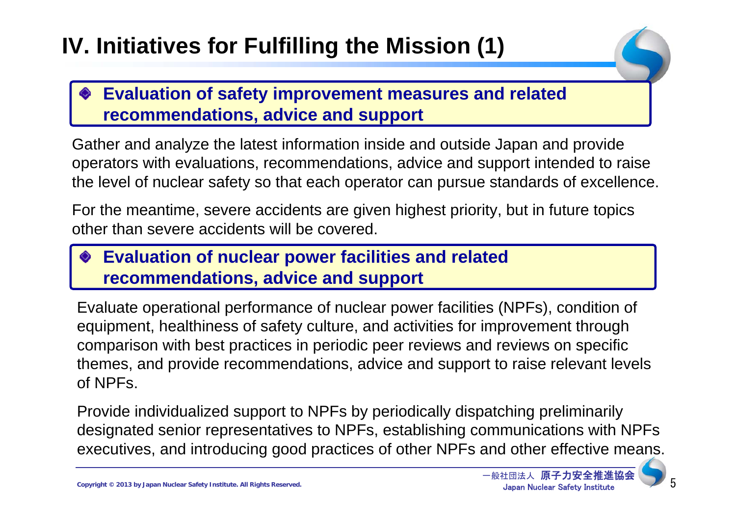# IV. Initiatives for Fulfilling the Mission (1)

## Evaluation of safety improvement measures and related recommendations, advice and support

Gather and analyze the latest information inside and outside Japan and provide operators with evaluations, recommendations, advice and support intended to raise the level of nuclear safety so that each operator can pursue standards of excellence.

For the meantime, severe accidents are given highest priority, but in future topics other than severe accidents will be covered.

## Evaluation of nuclear power facilities and related recommendations, advice and support

Evaluate operational performance of nuclear power facilities (NPFs), condition of equipment, healthiness of safety culture, and activities for improvement through comparison with best practices in periodic peer reviews and reviews on specific themes, and provide recommendations, advice and support to raise relevant levels of NPFs.

Provide individualized support to NPFs by periodically dispatching preliminarily designated senior representatives to NPFs, establishing communications with NPFs executives, and introducing good practices of other NPFs and other effective means.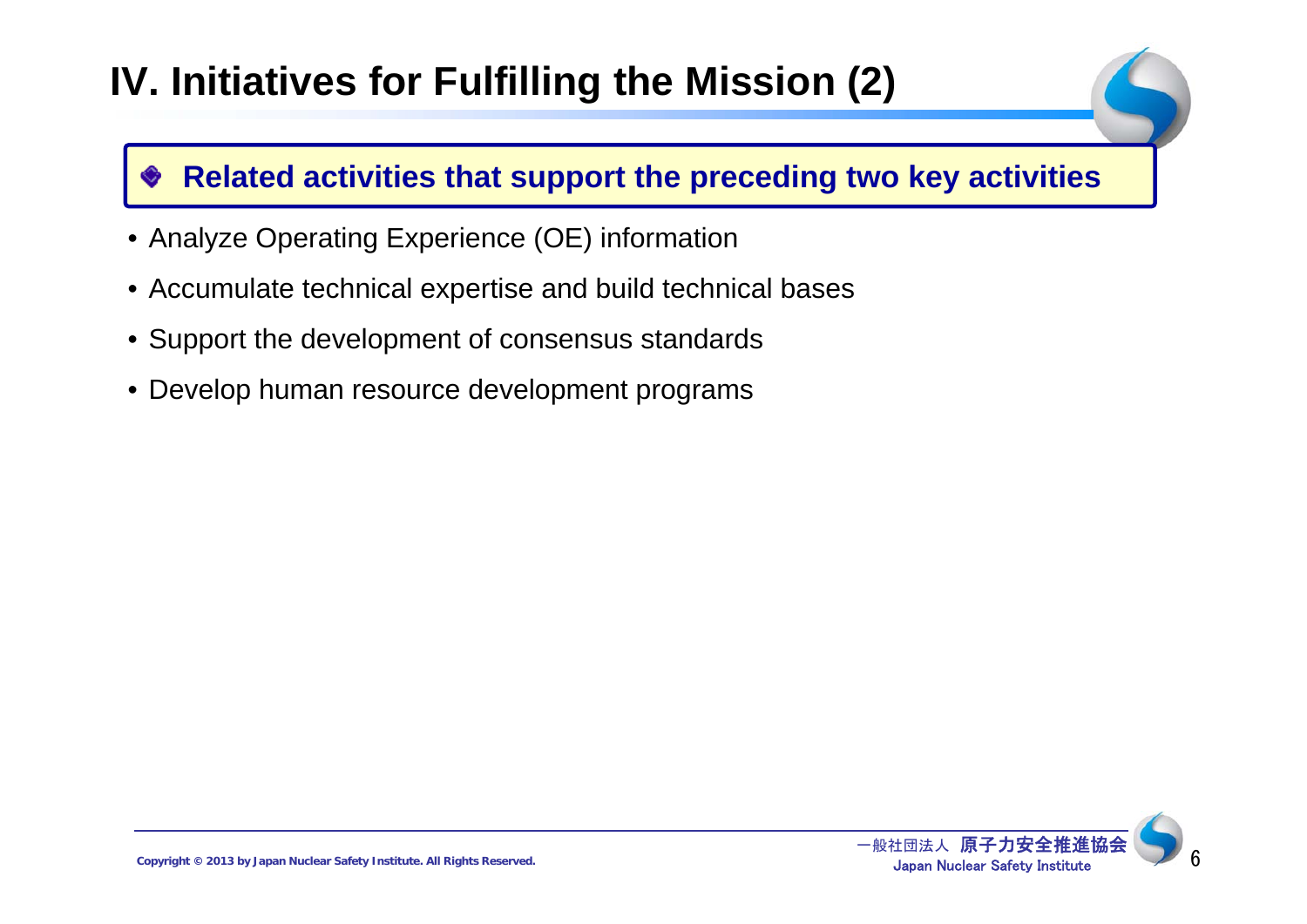# IV. Initiatives for Fulfilling the Mission (2)

## Related activities that support the preceding two key activities

- Analyze Operating Experience (OE) information
- Accumulate technical expertise and build technical bases
- Support the development of consensus standards
- Develop human resource development programs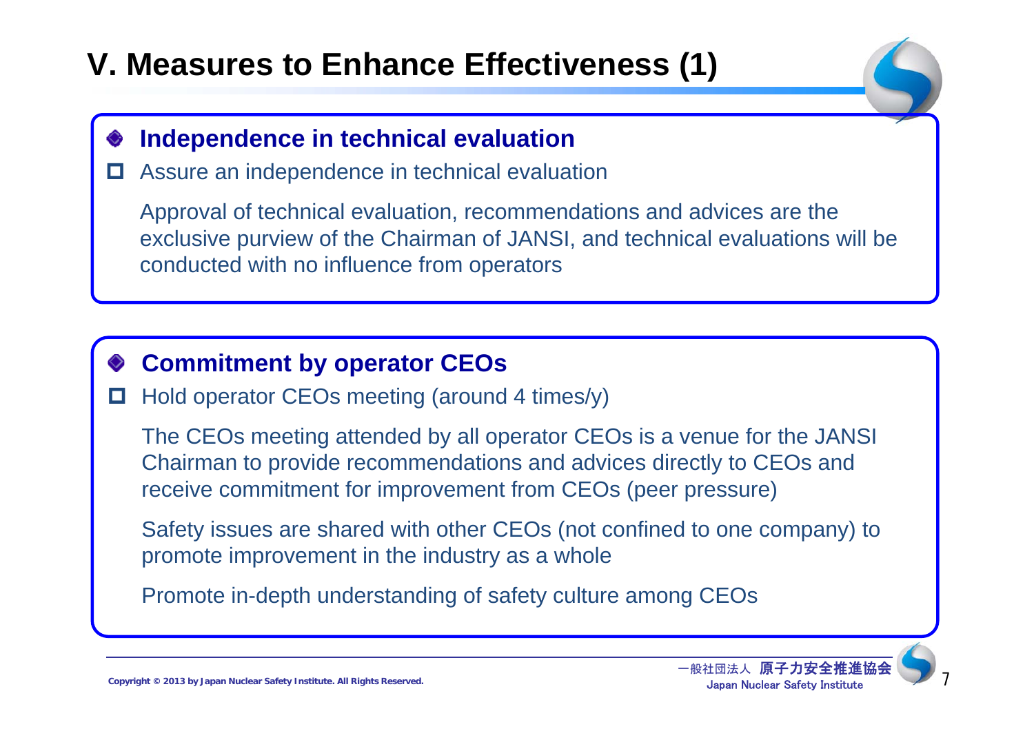# V. Measures to Enhance Effectiveness (1)

## Independence in technical evaluation

- Assure an independence in technical evaluation

  Approval of technical evaluation, recommendations and advices are the exclusive purview of the Chairman of JANSI, and technical evaluations will be conducted with no influence from operators

## Commitment by operator CEOs

- Hold operator CEOs meeting (around 4 times/y)

  The CEOs meeting attended by all operator CEOs is a venue for the JANSI Chairman to provide recommendations and advices directly to CEOs and receive commitment for improvement from CEOs (peer pressure)

  Safety issues are shared with other CEOs (not confined to one company) to promote improvement in the industry as a whole

  Promote in-depth understanding of safety culture among CEOs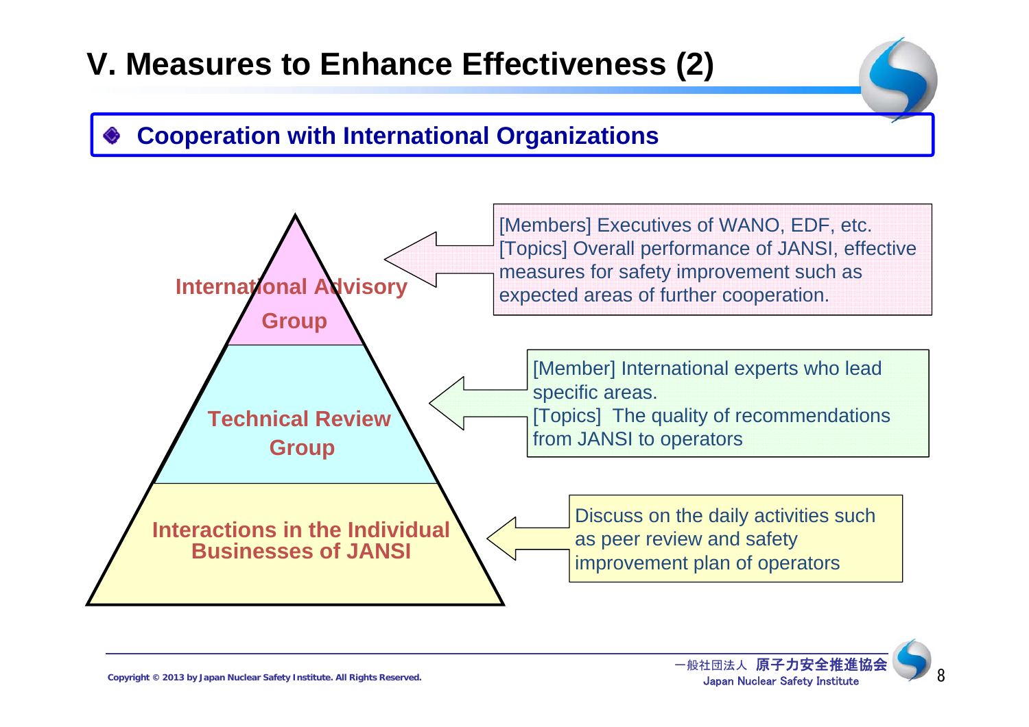# V. Measures to Enhance Effectiveness (2)

## Cooperation with International Organizations

**International Advisory Group**

[Members] Executives of WANO, EDF, etc.
[Topics] Overall performance of JANSI, effective measures for safety improvement such as expected areas of further cooperation.

**Technical Review Group**

[Member] International experts who lead specific areas.
[Topics] The quality of recommendations from JANSI to operators

**Interactions in the Individual Businesses of JANSI**

Discuss on the daily activities such as peer review and safety improvement plan of operators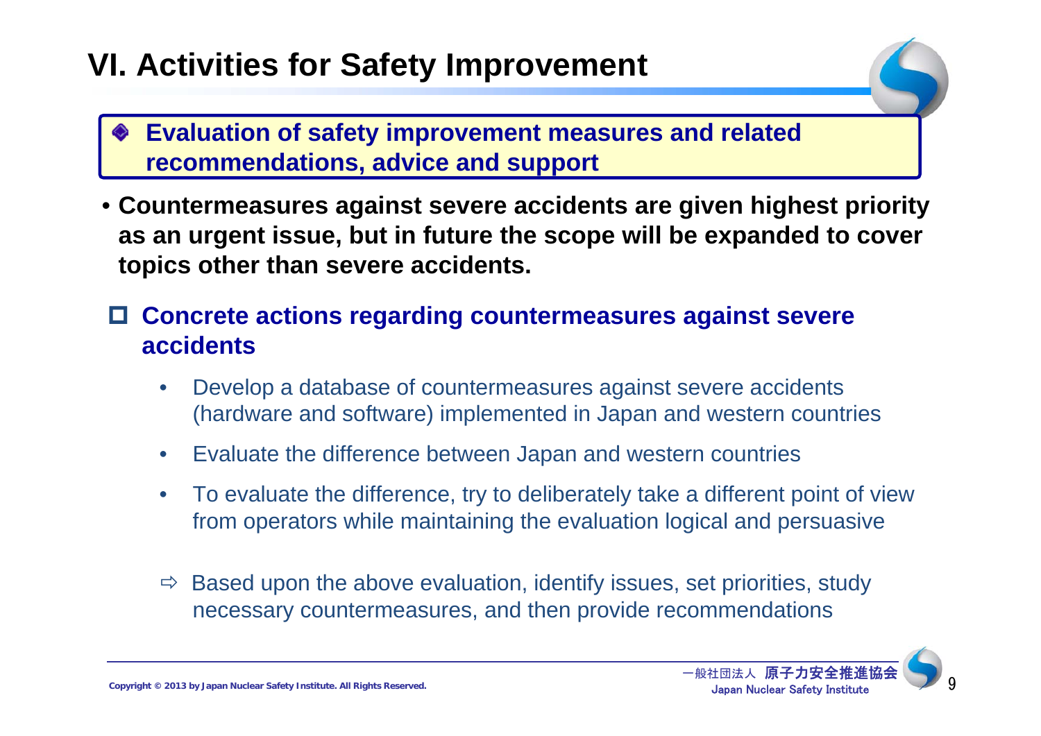# VI. Activities for Safety Improvement

**Evaluation of safety improvement measures and related recommendations, advice and support**

- **Countermeasures against severe accidents are given highest priority as an urgent issue, but in future the scope will be expanded to cover topics other than severe accidents.**

## Concrete actions regarding countermeasures against severe accidents

- Develop a database of countermeasures against severe accidents (hardware and software) implemented in Japan and western countries
- Evaluate the difference between Japan and western countries
- To evaluate the difference, try to deliberately take a different point of view from operators while maintaining the evaluation logical and persuasive

⇨ Based upon the above evaluation, identify issues, set priorities, study necessary countermeasures, and then provide recommendations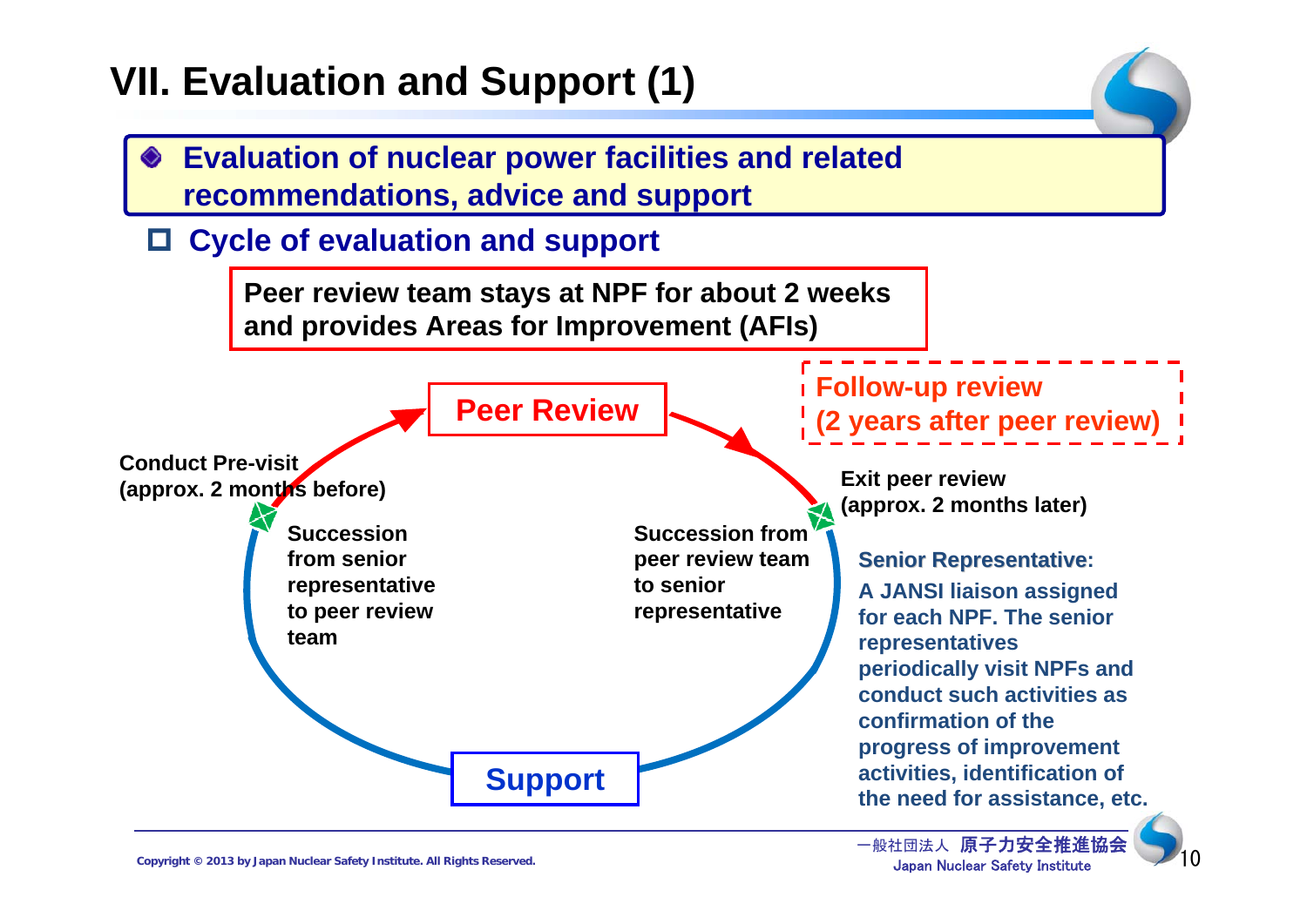# VII. Evaluation and Support (1)

- **Evaluation of nuclear power facilities and related recommendations, advice and support**

## Cycle of evaluation and support

**Peer review team stays at NPF for about 2 weeks and provides Areas for Improvement (AFIs)**

**Peer Review**

**Follow-up review (2 years after peer review)**

**Conduct Pre-visit (approx. 2 months before)**

**Exit peer review (approx. 2 months later)**

**Succession from senior representative to peer review team**

**Succession from peer review team to senior representative**

**Support**

**Senior Representative:** A JANSI liaison assigned for each NPF. The senior representatives periodically visit NPFs and conduct such activities as confirmation of the progress of improvement activities, identification of the need for assistance, etc.

Copyright © 2013 by Japan Nuclear Safety Institute. All Rights Reserved.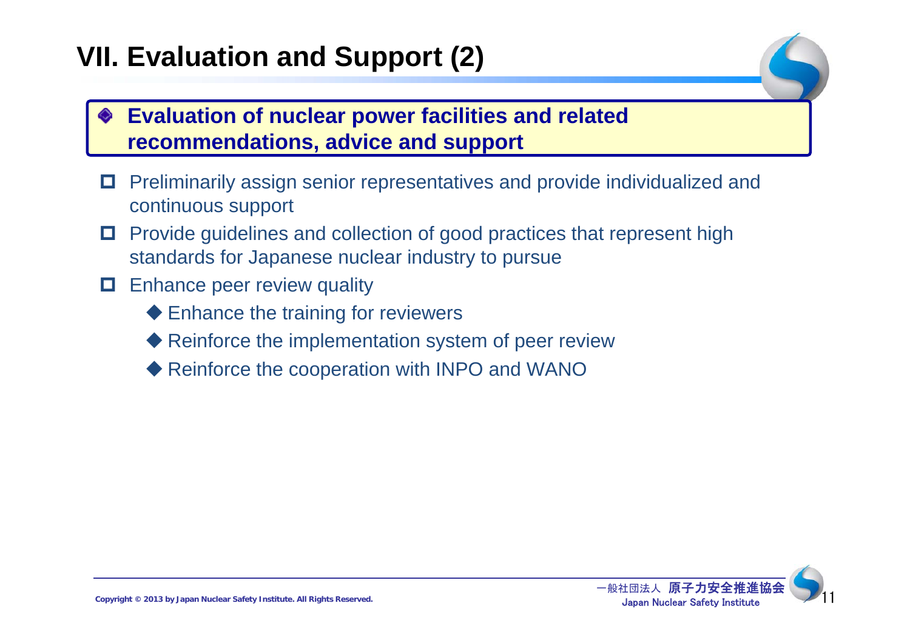# VII. Evaluation and Support (2)

## Evaluation of nuclear power facilities and related recommendations, advice and support

- Preliminarily assign senior representatives and provide individualized and continuous support
- Provide guidelines and collection of good practices that represent high standards for Japanese nuclear industry to pursue
- Enhance peer review quality
  - Enhance the training for reviewers
  - Reinforce the implementation system of peer review
  - Reinforce the cooperation with INPO and WANO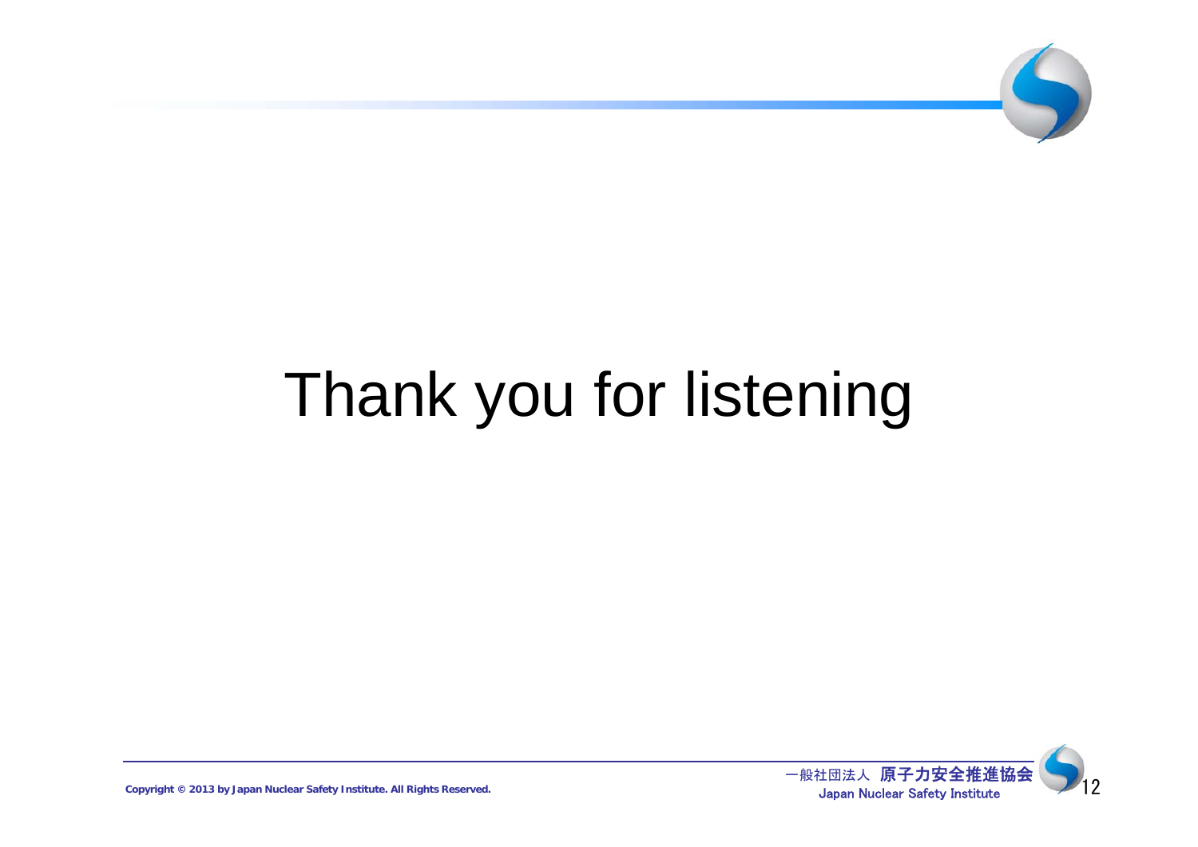# Thank you for listening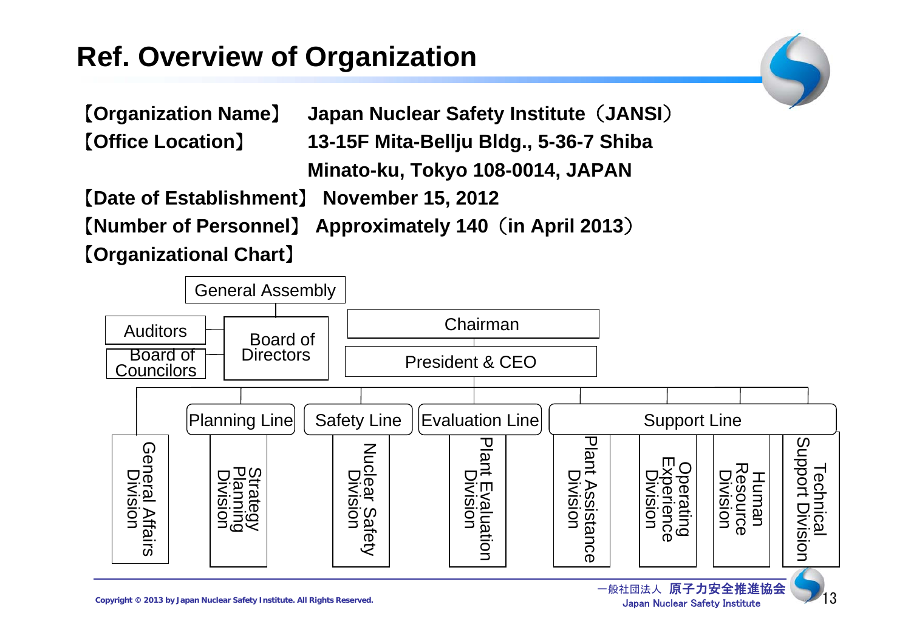# Ref. Overview of Organization

【Organization Name】 Japan Nuclear Safety Institute（JANSI）

【Office Location】 13-15F Mita-Bellju Bldg., 5-36-7 Shiba Minato-ku, Tokyo 108-0014, JAPAN

【Date of Establishment】 November 15, 2012

【Number of Personnel】 Approximately 140（in April 2013）

【Organizational Chart】

General Assembly

Auditors

Board of Councilors

Board of Directors

Chairman

President & CEO

General Affairs Division

Planning Line

Strategy Planning Division

Safety Line

Nuclear Safety Division

Evaluation Line

Plant Evaluation Division

Support Line

Plant Assistance Division

Operating Experience Division

Human Resource Division

Technical Support Division

Copyright © 2013 by Japan Nuclear Safety Institute. All Rights Reserved.